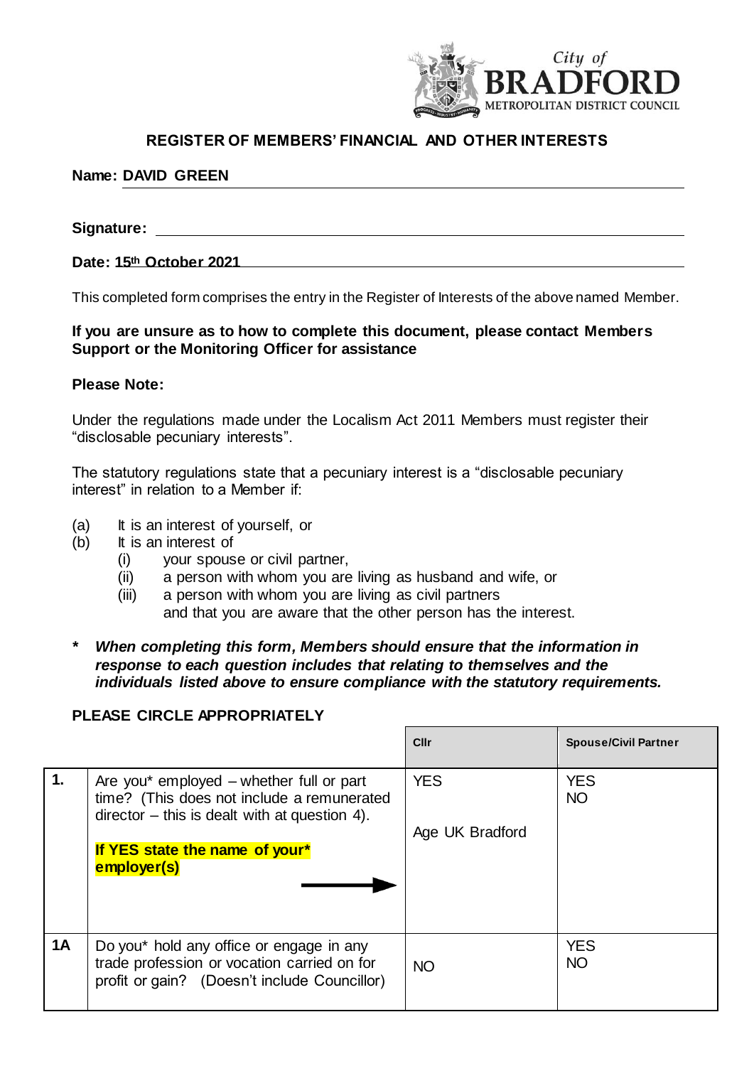City of BRADFORD METROPOLITAN DISTRICT COUNCIL

## REGISTER OF MEMBERS' FINANCIAL AND OTHER INTERESTS

**Name: DAVID GREEN**

**Signature:**

**Date: 15th October 2021**

This completed form comprises the entry in the Register of Interests of the above named Member.

**If you are unsure as to how to complete this document, please contact Members Support or the Monitoring Officer for assistance**

**Please Note:**

Under the regulations made under the Localism Act 2011 Members must register their "disclosable pecuniary interests".

The statutory regulations state that a pecuniary interest is a "disclosable pecuniary interest" in relation to a Member if:

(a) It is an interest of yourself, or
(b) It is an interest of
  (i) your spouse or civil partner,
  (ii) a person with whom you are living as husband and wife, or
  (iii) a person with whom you are living as civil partners
  and that you are aware that the other person has the interest.

**\*** ***When completing this form, Members should ensure that the information in response to each question includes that relating to themselves and the individuals listed above to ensure compliance with the statutory requirements.***

**PLEASE CIRCLE APPROPRIATELY**

| | | **Cllr** | **Spouse/Civil Partner** |
|---|---|---|---|
| **1.** | Are you* employed – whether full or part time? (This does not include a remunerated director – this is dealt with at question 4).<br><br>**If YES state the name of your* employer(s)** → | YES<br><br>Age UK Bradford | YES<br>NO |
| **1A** | Do you* hold any office or engage in any trade profession or vocation carried on for profit or gain? (Doesn't include Councillor) | NO | YES<br>NO |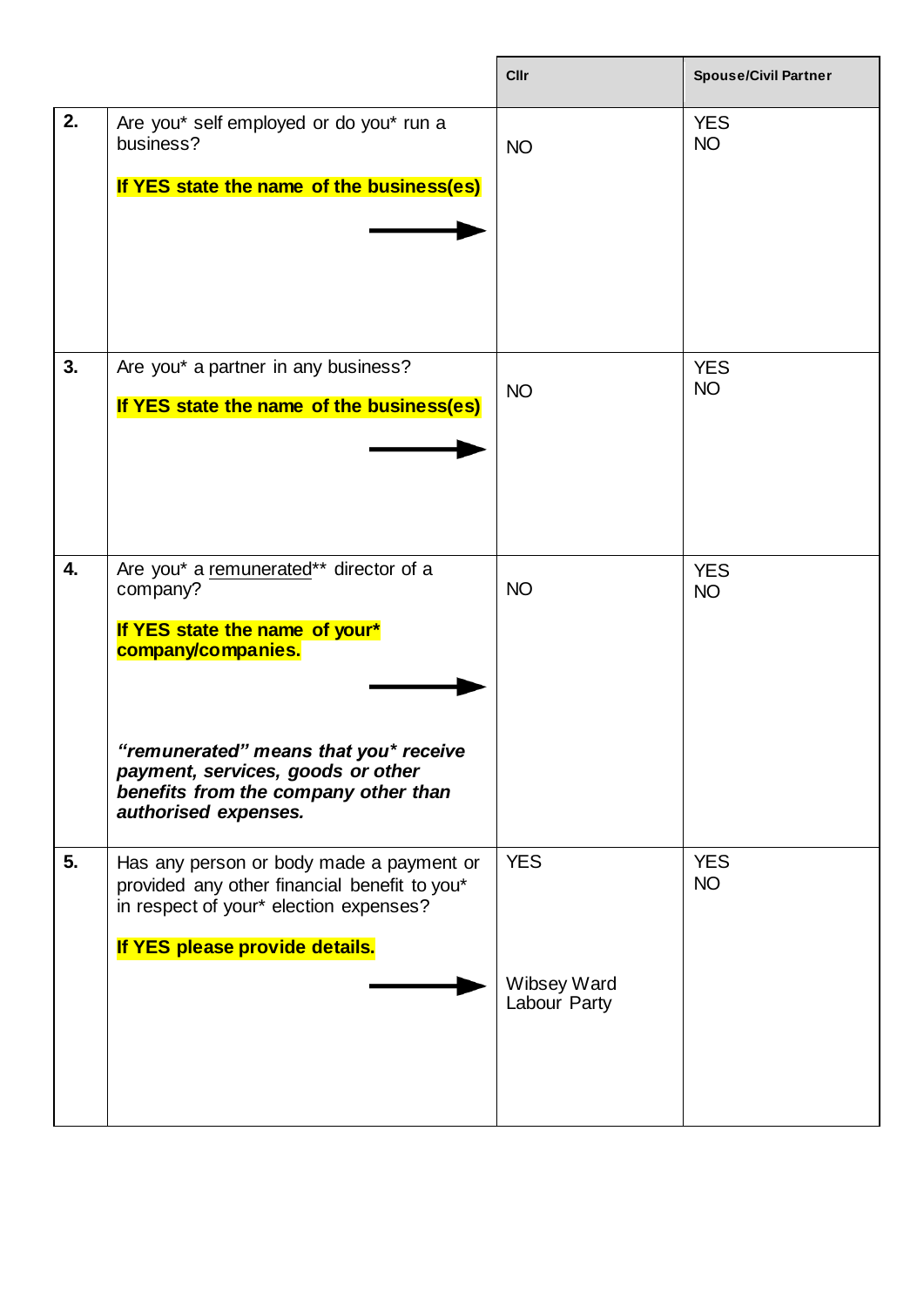| | | Cllr | Spouse/Civil Partner |
|---|---|---|---|
| **2.** | Are you* self employed or do you* run a business?<br><br>**If YES state the name of the business(es)**<br><br>→ | NO | YES<br>NO |
| **3.** | Are you* a partner in any business?<br><br>**If YES state the name of the business(es)**<br><br>→ | NO | YES<br>NO |
| **4.** | Are you* a remunerated** director of a company?<br><br>**If YES state the name of your* company/companies.**<br><br>→<br><br>***"remunerated" means that you* receive payment, services, goods or other benefits from the company other than authorised expenses.*** | NO | YES<br>NO |
| **5.** | Has any person or body made a payment or provided any other financial benefit to you* in respect of your* election expenses?<br><br>**If YES please provide details.**<br><br>→ | YES<br><br>Wibsey Ward Labour Party | YES<br>NO |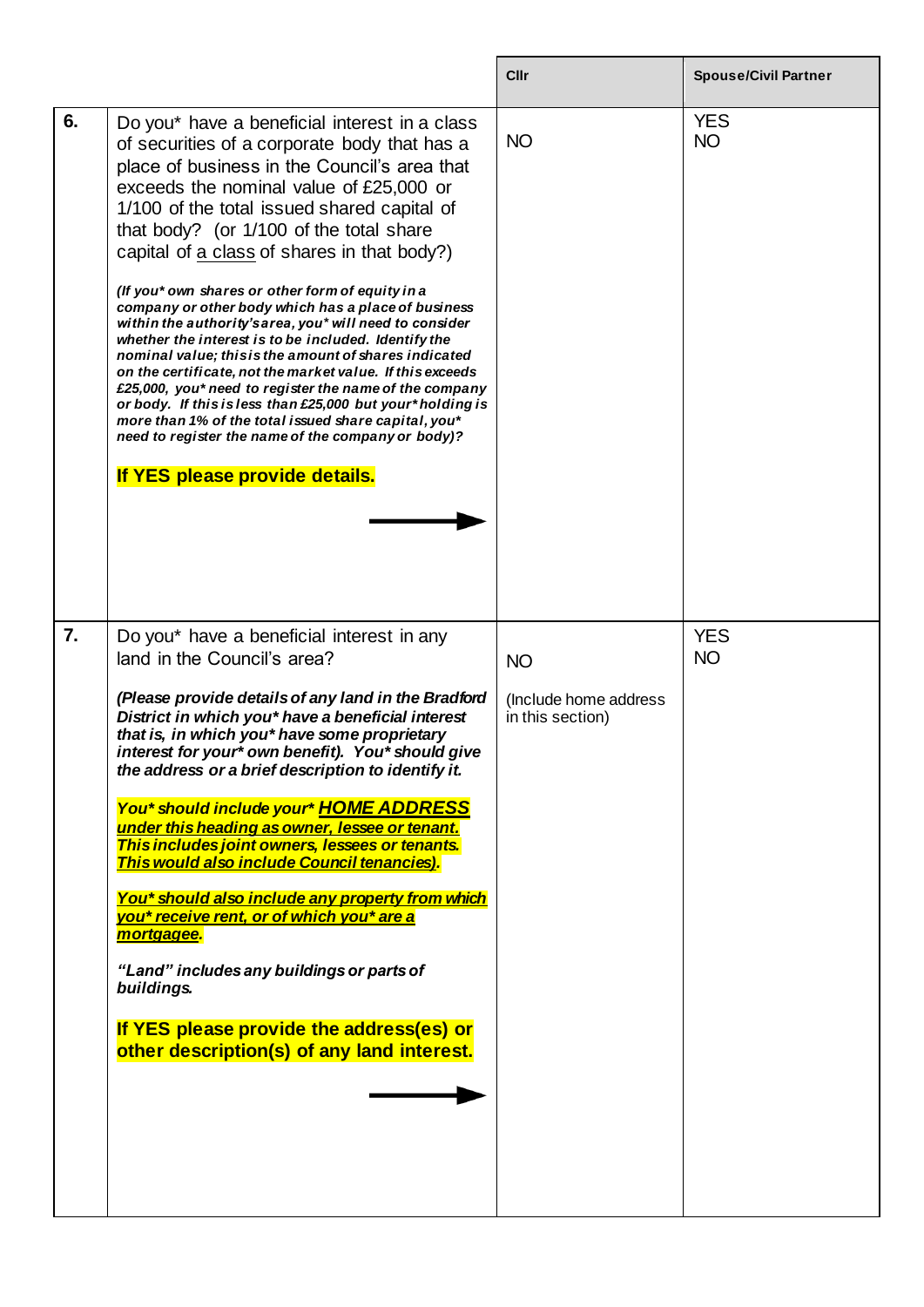| | | Cllr | Spouse/Civil Partner |
|---|---|---|---|
| **6.** | Do you* have a beneficial interest in a class of securities of a corporate body that has a place of business in the Council's area that exceeds the nominal value of £25,000 or 1/100 of the total issued shared capital of that body? (or 1/100 of the total share capital of <u>a class</u> of shares in that body?)<br><br>***(If you\* own shares or other form of equity in a company or other body which has a place of business within the authority's area, you\* will need to consider whether the interest is to be included. Identify the nominal value; this is the amount of shares indicated on the certificate, not the market value. If this exceeds £25,000, you\* need to register the name of the company or body. If this is less than £25,000 but your\* holding is more than 1% of the total issued share capital, you\* need to register the name of the company or body)?***<br><br>**If YES please provide details.**<br><br>→ | NO | YES<br>NO |
| **7.** | Do you* have a beneficial interest in any land in the Council's area?<br><br>***(Please provide details of any land in the Bradford District in which you\* have a beneficial interest that is, in which you\* have some proprietary interest for your\* own benefit). You\* should give the address or a brief description to identify it.***<br><br>***You\* should include your\* <u>HOME ADDRESS</u> <u>under this heading as owner, lessee or tenant.</u> This includes joint owners, lessees or tenants. <u>This would also include Council tenancies)</u>.***<br><br>***<u>You\* should also include any property from which you\* receive rent, or of which you\* are a mortgagee</u>.***<br><br>***"Land" includes any buildings or parts of buildings.***<br><br>**If YES please provide the address(es) or other description(s) of any land interest.**<br><br>→ | NO<br><br>(Include home address in this section) | YES<br>NO |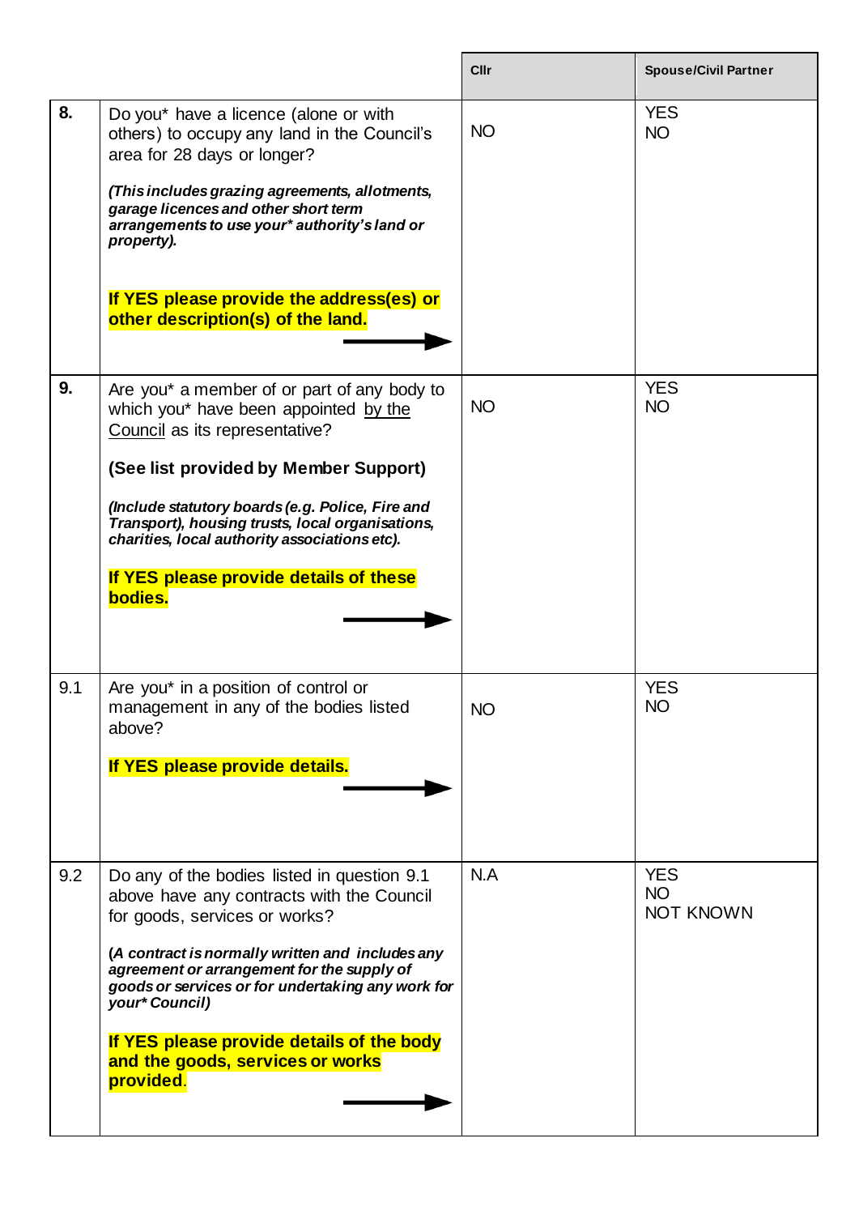| | | Cllr | Spouse/Civil Partner |
|---|---|---|---|
| **8.** | Do you* have a licence (alone or with others) to occupy any land in the Council's area for 28 days or longer?<br><br>***(This includes grazing agreements, allotments, garage licences and other short term arrangements to use your* authority's land or property).***<br><br>**If YES please provide the address(es) or other description(s) of the land.** → | NO | YES<br>NO |
| **9.** | Are you* a member of or part of any body to which you* have been appointed by the Council as its representative?<br><br>**(See list provided by Member Support)**<br><br>***(Include statutory boards (e.g. Police, Fire and Transport), housing trusts, local organisations, charities, local authority associations etc).***<br><br>**If YES please provide details of these bodies.** → | NO | YES<br>NO |
| 9.1 | Are you* in a position of control or management in any of the bodies listed above?<br><br>**If YES please provide details.** → | NO | YES<br>NO |
| 9.2 | Do any of the bodies listed in question 9.1 above have any contracts with the Council for goods, services or works?<br><br>***(A contract is normally written and includes any agreement or arrangement for the supply of goods or services or for undertaking any work for your* Council)***<br><br>**If YES please provide details of the body and the goods, services or works provided**. → | N.A | YES<br>NO<br>NOT KNOWN |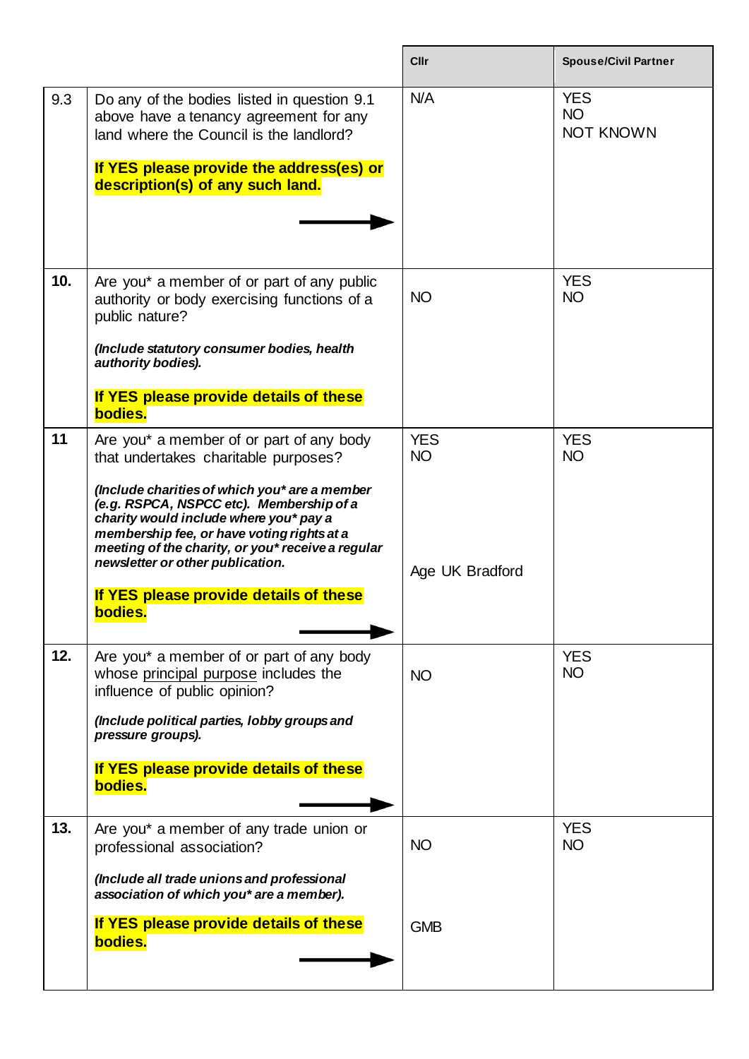| | | Cllr | Spouse/Civil Partner |
|---|---|---|---|
| 9.3 | Do any of the bodies listed in question 9.1 above have a tenancy agreement for any land where the Council is the landlord?<br><br>**If YES please provide the address(es) or description(s) of any such land.** → | N/A | YES<br>NO<br>NOT KNOWN |
| **10.** | Are you* a member of or part of any public authority or body exercising functions of a public nature?<br><br>***(Include statutory consumer bodies, health authority bodies).***<br><br>**If YES please provide details of these bodies.** | NO | YES<br>NO |
| **11** | Are you* a member of or part of any body that undertakes charitable purposes?<br><br>***(Include charities of which you* are a member (e.g. RSPCA, NSPCC etc). Membership of a charity would include where you* pay a membership fee, or have voting rights at a meeting of the charity, or you* receive a regular newsletter or other publication.***<br><br>**If YES please provide details of these bodies.** → | YES<br>NO<br><br>Age UK Bradford | YES<br>NO |
| **12.** | Are you* a member of or part of any body whose principal purpose includes the influence of public opinion?<br><br>***(Include political parties, lobby groups and pressure groups).***<br><br>**If YES please provide details of these bodies.** → | NO | YES<br>NO |
| **13.** | Are you* a member of any trade union or professional association?<br><br>***(Include all trade unions and professional association of which you* are a member).***<br><br>**If YES please provide details of these bodies.** → | NO<br><br>GMB | YES<br>NO |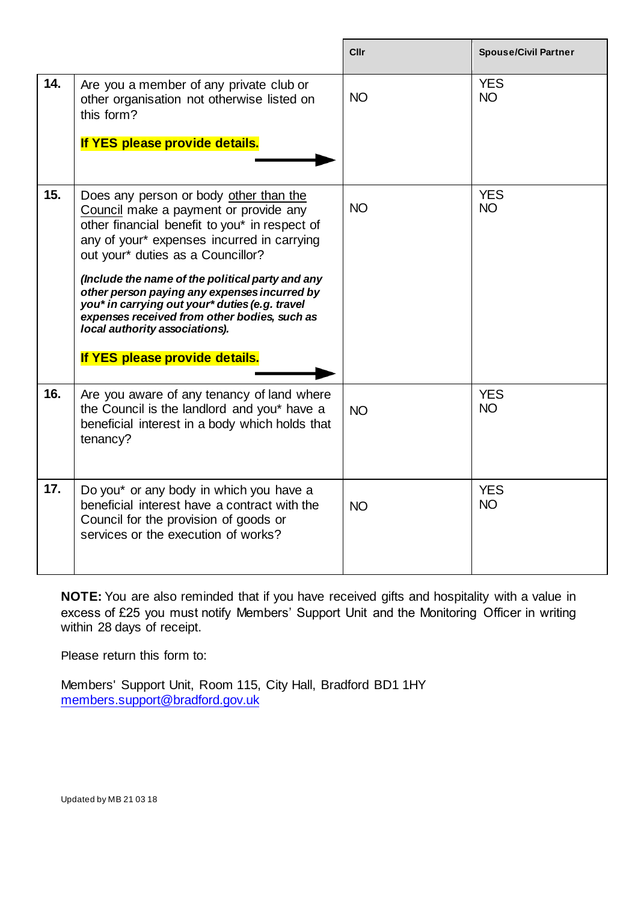| | | Cllr | Spouse/Civil Partner |
|---|---|---|---|
| **14.** | Are you a member of any private club or other organisation not otherwise listed on this form?<br><br>**If YES please provide details.** → | NO | YES<br>NO |
| **15.** | Does any person or body other than the Council make a payment or provide any other financial benefit to you* in respect of any of your* expenses incurred in carrying out your* duties as a Councillor?<br><br>***(Include the name of the political party and any other person paying any expenses incurred by you* in carrying out your* duties (e.g. travel expenses received from other bodies, such as local authority associations).***<br><br>**If YES please provide details.** → | NO | YES<br>NO |
| **16.** | Are you aware of any tenancy of land where the Council is the landlord and you* have a beneficial interest in a body which holds that tenancy? | NO | YES<br>NO |
| **17.** | Do you* or any body in which you have a beneficial interest have a contract with the Council for the provision of goods or services or the execution of works? | NO | YES<br>NO |

**NOTE:** You are also reminded that if you have received gifts and hospitality with a value in excess of £25 you must notify Members' Support Unit and the Monitoring Officer in writing within 28 days of receipt.

Please return this form to:

Members' Support Unit, Room 115, City Hall, Bradford BD1 1HY
members.support@bradford.gov.uk

Updated by MB 21 03 18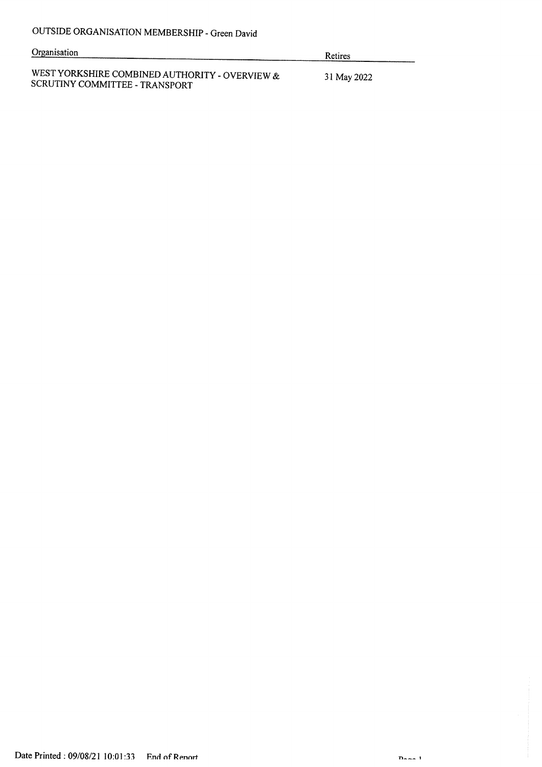OUTSIDE ORGANISATION MEMBERSHIP - Green David

| Organisation | Retires |
| --- | --- |
| WEST YORKSHIRE COMBINED AUTHORITY - OVERVIEW & SCRUTINY COMMITTEE - TRANSPORT | 31 May 2022 |

Date Printed : 09/08/21 10:01:33 End of Report